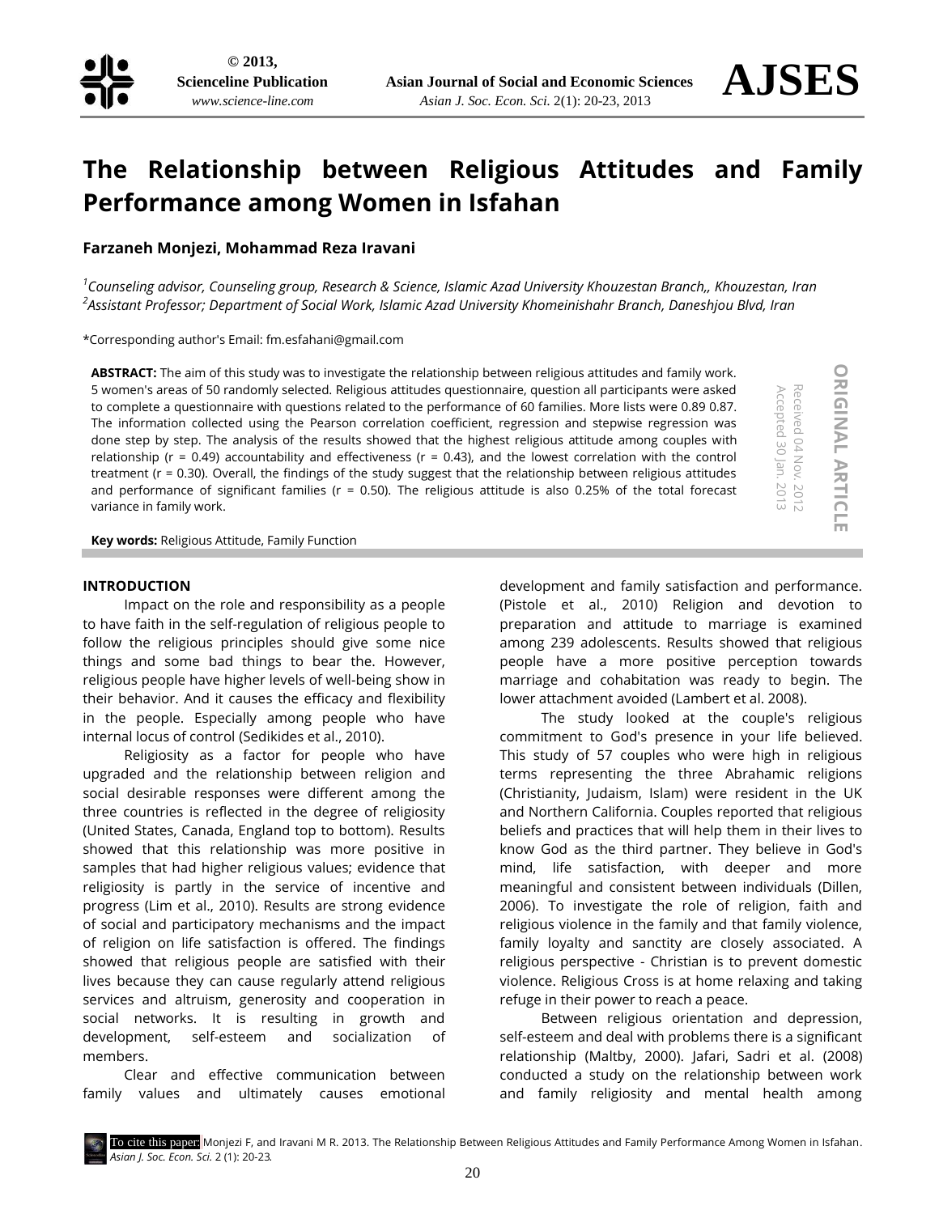# The Relationship between Religious Attitudes and Family Performance among Women in Isfahan

**Farzaneh Monjezi, Mohammad Reza Iravani**

[1]*Counseling advisor, Counseling group, Research & Science, Islamic Azad University Khouzestan Branch,, Khouzestan, Iran*
[2]*Assistant Professor; Department of Social Work, Islamic Azad University Khomeinishahr Branch, Daneshjou Blvd, Iran*

*Corresponding author's Email: fm.esfahani@gmail.com

**ORIGINAL ARTICLE**

Received 04 Nov. 2012
Accepted 30 Jan. 2013

**ABSTRACT:** The aim of this study was to investigate the relationship between religious attitudes and family work. 5 women's areas of 50 randomly selected. Religious attitudes questionnaire, question all participants were asked to complete a questionnaire with questions related to the performance of 60 families. More lists were 0.89 0.87. The information collected using the Pearson correlation coefficient, regression and stepwise regression was done step by step. The analysis of the results showed that the highest religious attitude among couples with relationship (r = 0.49) accountability and effectiveness (r = 0.43), and the lowest correlation with the control treatment (r = 0.30). Overall, the findings of the study suggest that the relationship between religious attitudes and performance of significant families (r = 0.50). The religious attitude is also 0.25% of the total forecast variance in family work.

**Key words:** Religious Attitude, Family Function

## INTRODUCTION

Impact on the role and responsibility as a people to have faith in the self-regulation of religious people to follow the religious principles should give some nice things and some bad things to bear the. However, religious people have higher levels of well-being show in their behavior. And it causes the efficacy and flexibility in the people. Especially among people who have internal locus of control (Sedikides et al., 2010).

Religiosity as a factor for people who have upgraded and the relationship between religion and social desirable responses were different among the three countries is reflected in the degree of religiosity (United States, Canada, England top to bottom). Results showed that this relationship was more positive in samples that had higher religious values; evidence that religiosity is partly in the service of incentive and progress (Lim et al., 2010). Results are strong evidence of social and participatory mechanisms and the impact of religion on life satisfaction is offered. The findings showed that religious people are satisfied with their lives because they can cause regularly attend religious services and altruism, generosity and cooperation in social networks. It is resulting in growth and development, self-esteem and socialization of members.

Clear and effective communication between family values and ultimately causes emotional development and family satisfaction and performance. (Pistole et al., 2010) Religion and devotion to preparation and attitude to marriage is examined among 239 adolescents. Results showed that religious people have a more positive perception towards marriage and cohabitation was ready to begin. The lower attachment avoided (Lambert et al. 2008).

The study looked at the couple's religious commitment to God's presence in your life believed. This study of 57 couples who were high in religious terms representing the three Abrahamic religions (Christianity, Judaism, Islam) were resident in the UK and Northern California. Couples reported that religious beliefs and practices that will help them in their lives to know God as the third partner. They believe in God's mind, life satisfaction, with deeper and more meaningful and consistent between individuals (Dillen, 2006). To investigate the role of religion, faith and religious violence in the family and that family violence, family loyalty and sanctity are closely associated. A religious perspective - Christian is to prevent domestic violence. Religious Cross is at home relaxing and taking refuge in their power to reach a peace.

Between religious orientation and depression, self-esteem and deal with problems there is a significant relationship (Maltby, 2000). Jafari, Sadri et al. (2008) conducted a study on the relationship between work and family religiosity and mental health among

To cite this paper: Monjezi F, and Iravani M R. 2013. The Relationship Between Religious Attitudes and Family Performance Among Women in Isfahan. *Asian J. Soc. Econ. Sci.* 2 (1): 20-23.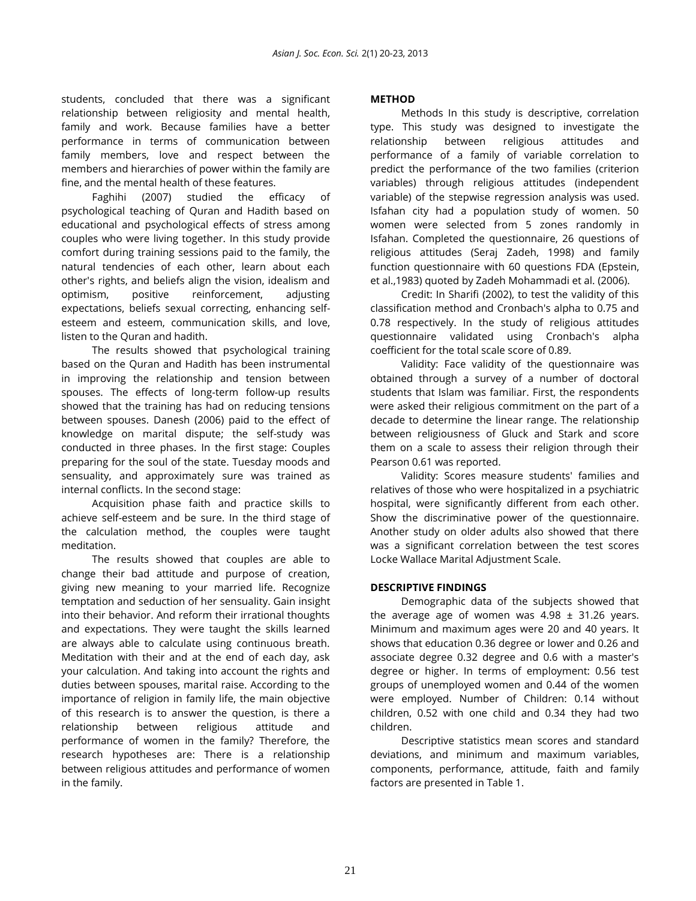students, concluded that there was a significant relationship between religiosity and mental health, family and work. Because families have a better performance in terms of communication between family members, love and respect between the members and hierarchies of power within the family are fine, and the mental health of these features.

Faghihi (2007) studied the efficacy of psychological teaching of Quran and Hadith based on educational and psychological effects of stress among couples who were living together. In this study provide comfort during training sessions paid to the family, the natural tendencies of each other, learn about each other's rights, and beliefs align the vision, idealism and optimism, positive reinforcement, adjusting expectations, beliefs sexual correcting, enhancing self-esteem and esteem, communication skills, and love, listen to the Quran and hadith.

The results showed that psychological training based on the Quran and Hadith has been instrumental in improving the relationship and tension between spouses. The effects of long-term follow-up results showed that the training has had on reducing tensions between spouses. Danesh (2006) paid to the effect of knowledge on marital dispute; the self-study was conducted in three phases. In the first stage: Couples preparing for the soul of the state. Tuesday moods and sensuality, and approximately sure was trained as internal conflicts. In the second stage:

Acquisition phase faith and practice skills to achieve self-esteem and be sure. In the third stage of the calculation method, the couples were taught meditation.

The results showed that couples are able to change their bad attitude and purpose of creation, giving new meaning to your married life. Recognize temptation and seduction of her sensuality. Gain insight into their behavior. And reform their irrational thoughts and expectations. They were taught the skills learned are always able to calculate using continuous breath. Meditation with their and at the end of each day, ask your calculation. And taking into account the rights and duties between spouses, marital raise. According to the importance of religion in family life, the main objective of this research is to answer the question, is there a relationship between religious attitude and performance of women in the family? Therefore, the research hypotheses are: There is a relationship between religious attitudes and performance of women in the family.

## METHOD

Methods In this study is descriptive, correlation type. This study was designed to investigate the relationship between religious attitudes and performance of a family of variable correlation to predict the performance of the two families (criterion variables) through religious attitudes (independent variable) of the stepwise regression analysis was used. Isfahan city had a population study of women. 50 women were selected from 5 zones randomly in Isfahan. Completed the questionnaire, 26 questions of religious attitudes (Seraj Zadeh, 1998) and family function questionnaire with 60 questions FDA (Epstein, et al.,1983) quoted by Zadeh Mohammadi et al. (2006).

Credit: In Sharifi (2002), to test the validity of this classification method and Cronbach's alpha to 0.75 and 0.78 respectively. In the study of religious attitudes questionnaire validated using Cronbach's alpha coefficient for the total scale score of 0.89.

Validity: Face validity of the questionnaire was obtained through a survey of a number of doctoral students that Islam was familiar. First, the respondents were asked their religious commitment on the part of a decade to determine the linear range. The relationship between religiousness of Gluck and Stark and score them on a scale to assess their religion through their Pearson 0.61 was reported.

Validity: Scores measure students' families and relatives of those who were hospitalized in a psychiatric hospital, were significantly different from each other. Show the discriminative power of the questionnaire. Another study on older adults also showed that there was a significant correlation between the test scores Locke Wallace Marital Adjustment Scale.

## DESCRIPTIVE FINDINGS

Demographic data of the subjects showed that the average age of women was 4.98 ± 31.26 years. Minimum and maximum ages were 20 and 40 years. It shows that education 0.36 degree or lower and 0.26 and associate degree 0.32 degree and 0.6 with a master's degree or higher. In terms of employment: 0.56 test groups of unemployed women and 0.44 of the women were employed. Number of Children: 0.14 without children, 0.52 with one child and 0.34 they had two children.

Descriptive statistics mean scores and standard deviations, and minimum and maximum variables, components, performance, attitude, faith and family factors are presented in Table 1.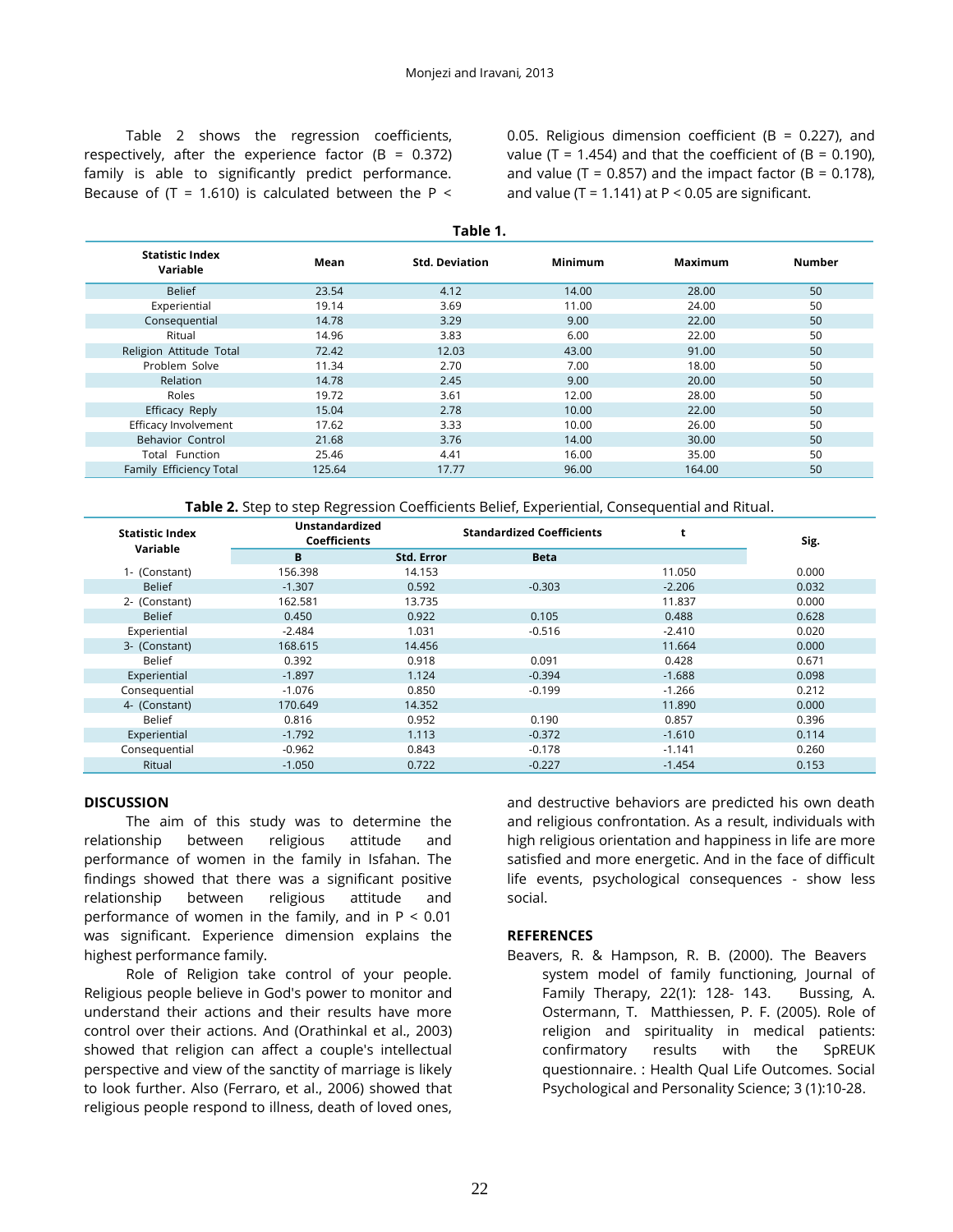Table 2 shows the regression coefficients, respectively, after the experience factor (B = 0.372) family is able to significantly predict performance. Because of (T = 1.610) is calculated between the P < 0.05. Religious dimension coefficient (B = 0.227), and value (T = 1.454) and that the coefficient of (B = 0.190), and value (T = 0.857) and the impact factor (B = 0.178), and value (T = 1.141) at P < 0.05 are significant.

**Table 1.**

| Statistic Index Variable | Mean | Std. Deviation | Minimum | Maximum | Number |
|---|---|---|---|---|---|
| Belief | 23.54 | 4.12 | 14.00 | 28.00 | 50 |
| Experiential | 19.14 | 3.69 | 11.00 | 24.00 | 50 |
| Consequential | 14.78 | 3.29 | 9.00 | 22.00 | 50 |
| Ritual | 14.96 | 3.83 | 6.00 | 22.00 | 50 |
| Religion Attitude Total | 72.42 | 12.03 | 43.00 | 91.00 | 50 |
| Problem Solve | 11.34 | 2.70 | 7.00 | 18.00 | 50 |
| Relation | 14.78 | 2.45 | 9.00 | 20.00 | 50 |
| Roles | 19.72 | 3.61 | 12.00 | 28.00 | 50 |
| Efficacy Reply | 15.04 | 2.78 | 10.00 | 22.00 | 50 |
| Efficacy Involvement | 17.62 | 3.33 | 10.00 | 26.00 | 50 |
| Behavior Control | 21.68 | 3.76 | 14.00 | 30.00 | 50 |
| Total Function | 25.46 | 4.41 | 16.00 | 35.00 | 50 |
| Family Efficiency Total | 125.64 | 17.77 | 96.00 | 164.00 | 50 |

**Table 2.** Step to step Regression Coefficients Belief, Experiential, Consequential and Ritual.

| Statistic Index Variable | Unstandardized Coefficients | | Standardized Coefficients | t | Sig. |
|---|---|---|---|---|---|
| | B | Std. Error | Beta | | |
| 1- (Constant) | 156.398 | 14.153 | | 11.050 | 0.000 |
| Belief | -1.307 | 0.592 | -0.303 | -2.206 | 0.032 |
| 2- (Constant) | 162.581 | 13.735 | | 11.837 | 0.000 |
| Belief | 0.450 | 0.922 | 0.105 | 0.488 | 0.628 |
| Experiential | -2.484 | 1.031 | -0.516 | -2.410 | 0.020 |
| 3- (Constant) | 168.615 | 14.456 | | 11.664 | 0.000 |
| Belief | 0.392 | 0.918 | 0.091 | 0.428 | 0.671 |
| Experiential | -1.897 | 1.124 | -0.394 | -1.688 | 0.098 |
| Consequential | -1.076 | 0.850 | -0.199 | -1.266 | 0.212 |
| 4- (Constant) | 170.649 | 14.352 | | 11.890 | 0.000 |
| Belief | 0.816 | 0.952 | 0.190 | 0.857 | 0.396 |
| Experiential | -1.792 | 1.113 | -0.372 | -1.610 | 0.114 |
| Consequential | -0.962 | 0.843 | -0.178 | -1.141 | 0.260 |
| Ritual | -1.050 | 0.722 | -0.227 | -1.454 | 0.153 |

## DISCUSSION

The aim of this study was to determine the relationship between religious attitude and performance of women in the family in Isfahan. The findings showed that there was a significant positive relationship between religious attitude and performance of women in the family, and in P < 0.01 was significant. Experience dimension explains the highest performance family.

Role of Religion take control of your people. Religious people believe in God's power to monitor and understand their actions and their results have more control over their actions. And (Orathinkal et al., 2003) showed that religion can affect a couple's intellectual perspective and view of the sanctity of marriage is likely to look further. Also (Ferraro, et al., 2006) showed that religious people respond to illness, death of loved ones, and destructive behaviors are predicted his own death and religious confrontation. As a result, individuals with high religious orientation and happiness in life are more satisfied and more energetic. And in the face of difficult life events, psychological consequences - show less social.

## REFERENCES

Beavers, R. & Hampson, R. B. (2000). The Beavers system model of family functioning, Journal of Family Therapy, 22(1): 128- 143. Bussing, A. Ostermann, T. Matthiessen, P. F. (2005). Role of religion and spirituality in medical patients: confirmatory results with the SpREUK questionnaire. : Health Qual Life Outcomes. Social Psychological and Personality Science; 3 (1):10-28.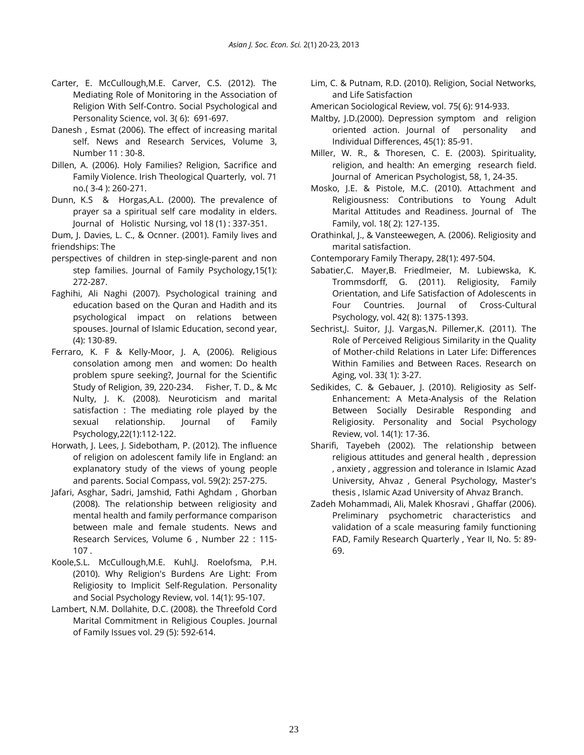Carter, E. McCullough,M.E. Carver, C.S. (2012). The Mediating Role of Monitoring in the Association of Religion With Self-Contro. Social Psychological and Personality Science, vol. 3( 6): 691-697.

Danesh , Esmat (2006). The effect of increasing marital self. News and Research Services, Volume 3, Number 11 : 30-8.

Dillen, A. (2006). Holy Families? Religion, Sacrifice and Family Violence. Irish Theological Quarterly, vol. 71 no.( 3-4 ): 260-271.

Dunn, K.S & Horgas,A.L. (2000). The prevalence of prayer sa a spiritual self care modality in elders. Journal of Holistic Nursing, vol 18 (1) : 337-351.

Dum, J. Davies, L. C., & Ocnner. (2001). Family lives and friendships: The

perspectives of children in step-single-parent and non step families. Journal of Family Psychology,15(1): 272-287.

Faghihi, Ali Naghi (2007). Psychological training and education based on the Quran and Hadith and its psychological impact on relations between spouses. Journal of Islamic Education, second year, (4): 130-89.

Ferraro, K. F & Kelly-Moor, J. A, (2006). Religious consolation among men and women: Do health problem spure seeking?, Journal for the Scientific Study of Religion, 39, 220-234. Fisher, T. D., & Mc Nulty, J. K. (2008). Neuroticism and marital satisfaction : The mediating role played by the sexual relationship. Journal of Family Psychology,22(1):112-122.

Horwath, J. Lees, J. Sidebotham, P. (2012). The influence of religion on adolescent family life in England: an explanatory study of the views of young people and parents. Social Compass, vol. 59(2): 257-275.

Jafari, Asghar, Sadri, Jamshid, Fathi Aghdam , Ghorban (2008). The relationship between religiosity and mental health and family performance comparison between male and female students. News and Research Services, Volume 6 , Number 22 : 115-107 .

Koole,S.L. McCullough,M.E. Kuhl,J. Roelofsma, P.H. (2010). Why Religion's Burdens Are Light: From Religiosity to Implicit Self-Regulation. Personality and Social Psychology Review, vol. 14(1): 95-107.

Lambert, N.M. Dollahite, D.C. (2008). the Threefold Cord Marital Commitment in Religious Couples. Journal of Family Issues vol. 29 (5): 592-614.

Lim, C. & Putnam, R.D. (2010). Religion, Social Networks, and Life Satisfaction

American Sociological Review, vol. 75( 6): 914-933.

Maltby, J.D.(2000). Depression symptom and religion oriented action. Journal of personality and Individual Differences, 45(1): 85-91.

Miller, W. R., & Thoresen, C. E. (2003). Spirituality, religion, and health: An emerging research field. Journal of American Psychologist, 58, 1, 24-35.

Mosko, J.E. & Pistole, M.C. (2010). Attachment and Religiousness: Contributions to Young Adult Marital Attitudes and Readiness. Journal of The Family, vol. 18( 2): 127-135.

Orathinkal, J., & Vansteewegen, A. (2006). Religiosity and marital satisfaction.

Contemporary Family Therapy, 28(1): 497-504.

Sabatier,C. Mayer,B. Friedlmeier, M. Lubiewska, K. Trommsdorff, G. (2011). Religiosity, Family Orientation, and Life Satisfaction of Adolescents in Four Countries. Journal of Cross-Cultural Psychology, vol. 42( 8): 1375-1393.

Sechrist,J. Suitor, J.J. Vargas,N. Pillemer,K. (2011). The Role of Perceived Religious Similarity in the Quality of Mother-child Relations in Later Life: Differences Within Families and Between Races. Research on Aging, vol. 33( 1): 3-27.

Sedikides, C. & Gebauer, J. (2010). Religiosity as Self-Enhancement: A Meta-Analysis of the Relation Between Socially Desirable Responding and Religiosity. Personality and Social Psychology Review, vol. 14(1): 17-36.

Sharifi, Tayebeh (2002). The relationship between religious attitudes and general health , depression , anxiety , aggression and tolerance in Islamic Azad University, Ahvaz , General Psychology, Master's thesis , Islamic Azad University of Ahvaz Branch.

Zadeh Mohammadi, Ali, Malek Khosravi , Ghaffar (2006). Preliminary psychometric characteristics and validation of a scale measuring family functioning FAD, Family Research Quarterly , Year II, No. 5: 89-69.